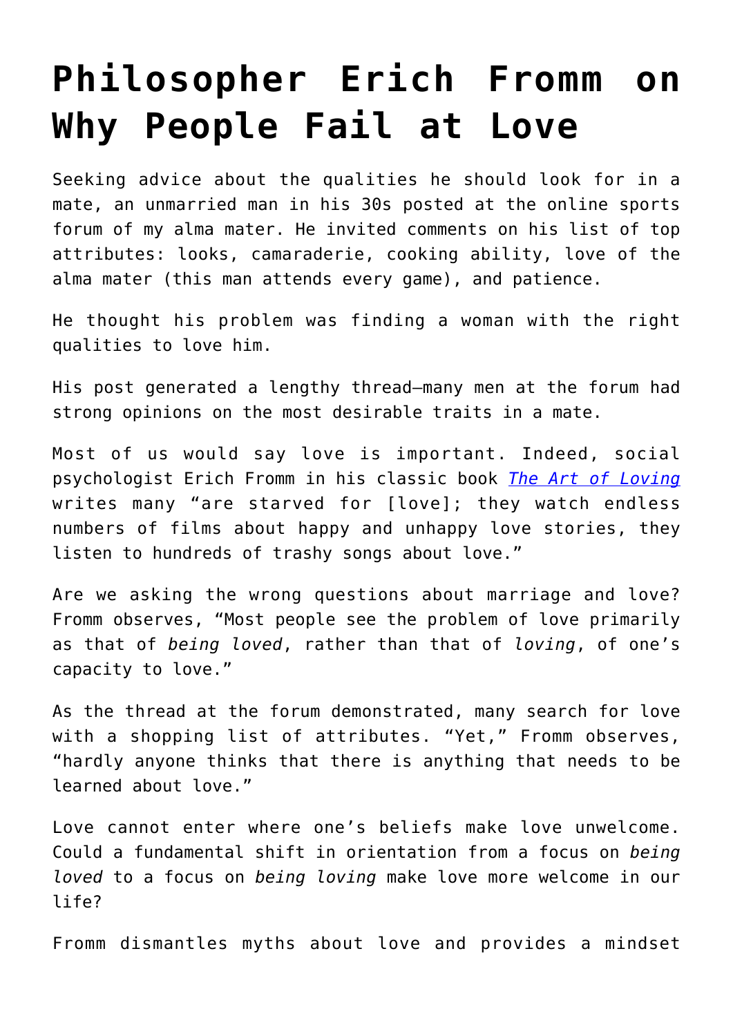# Philosopher Erich Fromm on Why People Fail at Love

Seeking advice about the qualities he should look for in a mate, an unmarried man in his 30s posted at the online sports forum of my alma mater. He invited comments on his list of top attributes: looks, camaraderie, cooking ability, love of the alma mater (this man attends every game), and patience.

He thought his problem was finding a woman with the right qualities to love him.

His post generated a lengthy thread—many men at the forum had strong opinions on the most desirable traits in a mate.

Most of us would say love is important. Indeed, social psychologist Erich Fromm in his classic book [*The Art of Loving*]() writes many "are starved for [love]; they watch endless numbers of films about happy and unhappy love stories, they listen to hundreds of trashy songs about love."

Are we asking the wrong questions about marriage and love? Fromm observes, "Most people see the problem of love primarily as that of *being loved*, rather than that of *loving*, of one's capacity to love."

As the thread at the forum demonstrated, many search for love with a shopping list of attributes. "Yet," Fromm observes, "hardly anyone thinks that there is anything that needs to be learned about love."

Love cannot enter where one's beliefs make love unwelcome. Could a fundamental shift in orientation from a focus on *being loved* to a focus on *being loving* make love more welcome in our life?

Fromm dismantles myths about love and provides a mindset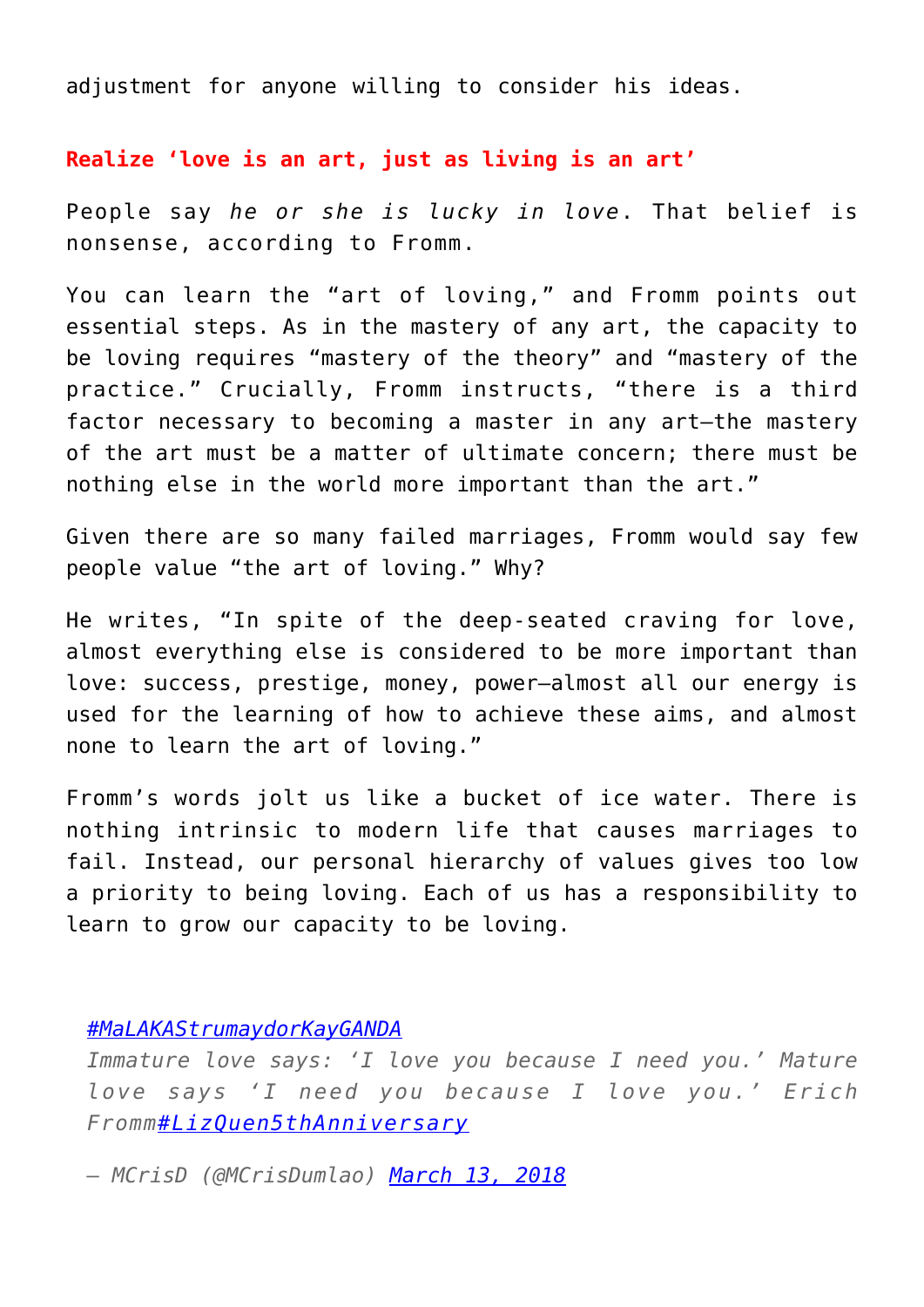adjustment for anyone willing to consider his ideas.

### **Realize ‘love is an art, just as living is an art’**

People say *he or she is lucky in love*. That belief is nonsense, according to Fromm.

You can learn the “art of loving,” and Fromm points out essential steps. As in the mastery of any art, the capacity to be loving requires “mastery of the theory” and “mastery of the practice.” Crucially, Fromm instructs, “there is a third factor necessary to becoming a master in any art—the mastery of the art must be a matter of ultimate concern; there must be nothing else in the world more important than the art.”

Given there are so many failed marriages, Fromm would say few people value “the art of loving.” Why?

He writes, “In spite of the deep-seated craving for love, almost everything else is considered to be more important than love: success, prestige, money, power—almost all our energy is used for the learning of how to achieve these aims, and almost none to learn the art of loving.”

Fromm’s words jolt us like a bucket of ice water. There is nothing intrinsic to modern life that causes marriages to fail. Instead, our personal hierarchy of values gives too low a priority to being loving. Each of us has a responsibility to learn to grow our capacity to be loving.

> #MaLAKAStrumaydorKayGANDA
> *Immature love says: ‘I love you because I need you.’ Mature love says ‘I need you because I love you.’ Erich Fromm*#LizQuen5thAnniversary
>
> — *MCrisD (@MCrisDumlao)* March 13, 2018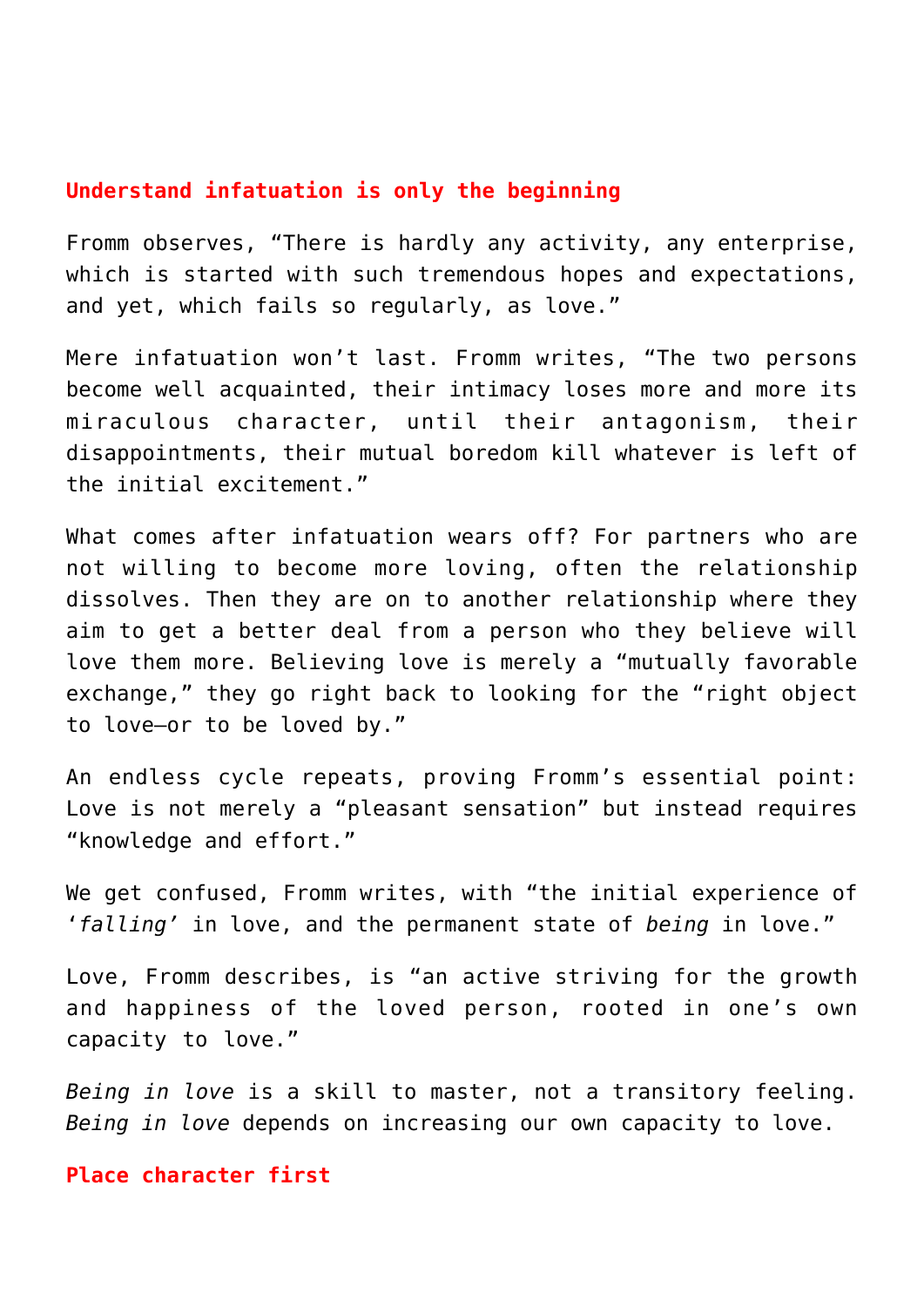## Understand infatuation is only the beginning

Fromm observes, “There is hardly any activity, any enterprise, which is started with such tremendous hopes and expectations, and yet, which fails so regularly, as love.”

Mere infatuation won’t last. Fromm writes, “The two persons become well acquainted, their intimacy loses more and more its miraculous character, until their antagonism, their disappointments, their mutual boredom kill whatever is left of the initial excitement.”

What comes after infatuation wears off? For partners who are not willing to become more loving, often the relationship dissolves. Then they are on to another relationship where they aim to get a better deal from a person who they believe will love them more. Believing love is merely a “mutually favorable exchange,” they go right back to looking for the “right object to love—or to be loved by.”

An endless cycle repeats, proving Fromm’s essential point: Love is not merely a “pleasant sensation” but instead requires “knowledge and effort.”

We get confused, Fromm writes, with “the initial experience of ‘*falling*’ in love, and the permanent state of *being* in love.”

Love, Fromm describes, is “an active striving for the growth and happiness of the loved person, rooted in one’s own capacity to love.”

*Being in love* is a skill to master, not a transitory feeling. *Being in love* depends on increasing our own capacity to love.

## Place character first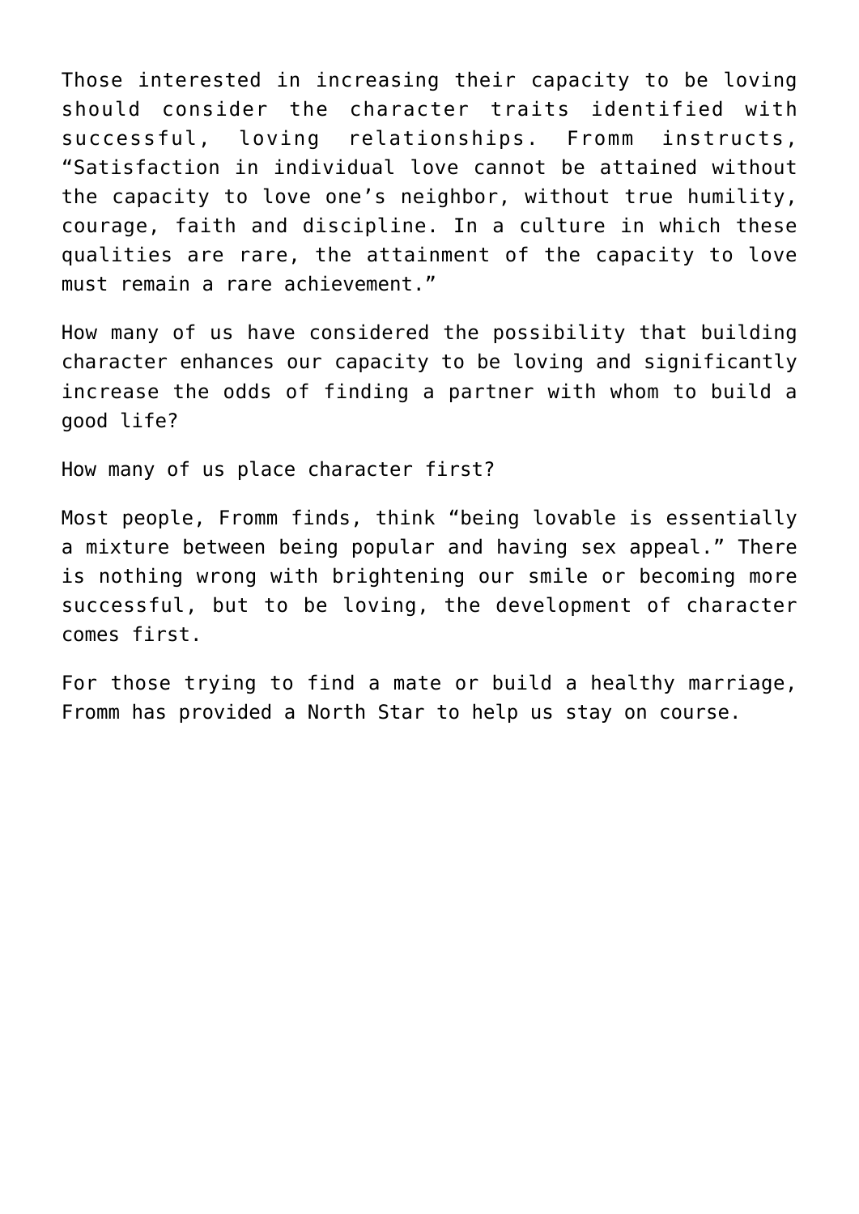Those interested in increasing their capacity to be loving should consider the character traits identified with successful, loving relationships. Fromm instructs, “Satisfaction in individual love cannot be attained without the capacity to love one’s neighbor, without true humility, courage, faith and discipline. In a culture in which these qualities are rare, the attainment of the capacity to love must remain a rare achievement.”

How many of us have considered the possibility that building character enhances our capacity to be loving and significantly increase the odds of finding a partner with whom to build a good life?

How many of us place character first?

Most people, Fromm finds, think “being lovable is essentially a mixture between being popular and having sex appeal.” There is nothing wrong with brightening our smile or becoming more successful, but to be loving, the development of character comes first.

For those trying to find a mate or build a healthy marriage, Fromm has provided a North Star to help us stay on course.